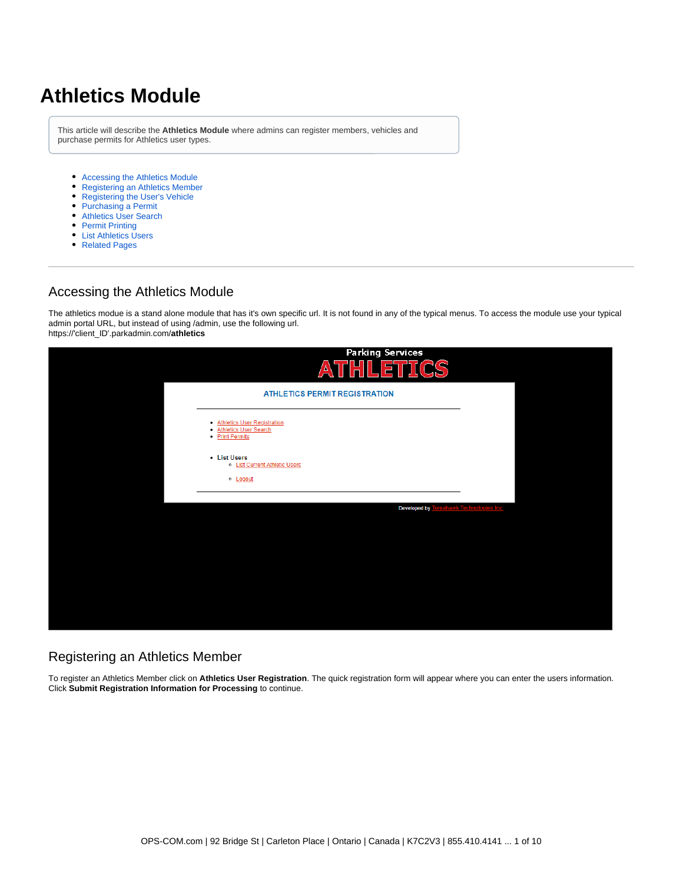# Athletics Module

This article will describe the **Athletics Module** where admins can register members, vehicles and purchase permits for Athletics user types.

- Accessing the Athletics Module
- Registering an Athletics Member
- Registering the User's Vehicle
- Purchasing a Permit
- Athletics User Search
- Permit Printing
- List Athletics Users
- Related Pages

---

## Accessing the Athletics Module

The athletics modue is a stand alone module that has it's own specific url. It is not found in any of the typical menus. To access the module use your typical admin portal URL, but instead of using /admin, use the following url.
https://'client_ID'.parkadmin.com/**athletics**

## Registering an Athletics Member

To register an Athletics Member click on **Athletics User Registration**. The quick registration form will appear where you can enter the users information. Click **Submit Registration Information for Processing** to continue.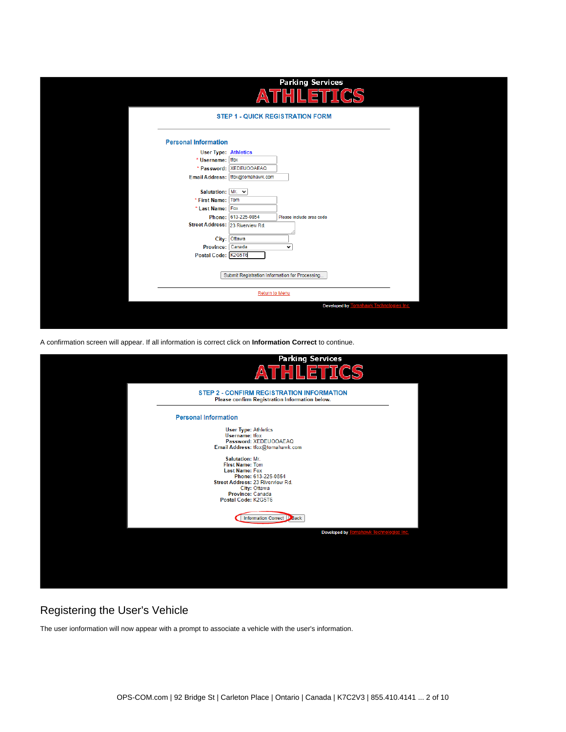Parking Services

ATHLETICS

STEP 1 - QUICK REGISTRATION FORM

Personal Information

User Type: Athletics
* Username: tfox
* Password: XEDEUOOAEAQ
Email Address: tfox@tomahawk.com

Salutation: Mr.
* First Name: Tom
* Last Name: Fox
Phone: 613-225-0854 Please include area code
Street Address: 23 Riverview Rd.
City: Ottawa
Province: Canada
Postal Code: K2G5T6

Submit Registration Information for Processing...

Return to Menu

Developed by Tomahawk Technologies Inc.

A confirmation screen will appear. If all information is correct click on **Information Correct** to continue.

Parking Services

ATHLETICS

STEP 2 - CONFIRM REGISTRATION INFORMATION
Please confirm Registration Information below.

Personal Information

User Type: Athletics
Username: tfox
Password: XEDEUOOAEAQ
Email Address: tfox@tomahawk.com

Salutation: Mr.
First Name: Tom
Last Name: Fox
Phone: 613-225-0854
Street Address: 23 Riverview Rd.
City: Ottawa
Province: Canada
Postal Code: K2G5T6

Information Correct | Back

Developed by Tomahawk Technologies Inc.

## Registering the User's Vehicle

The user ionformation will now appear with a prompt to associate a vehicle with the user's information.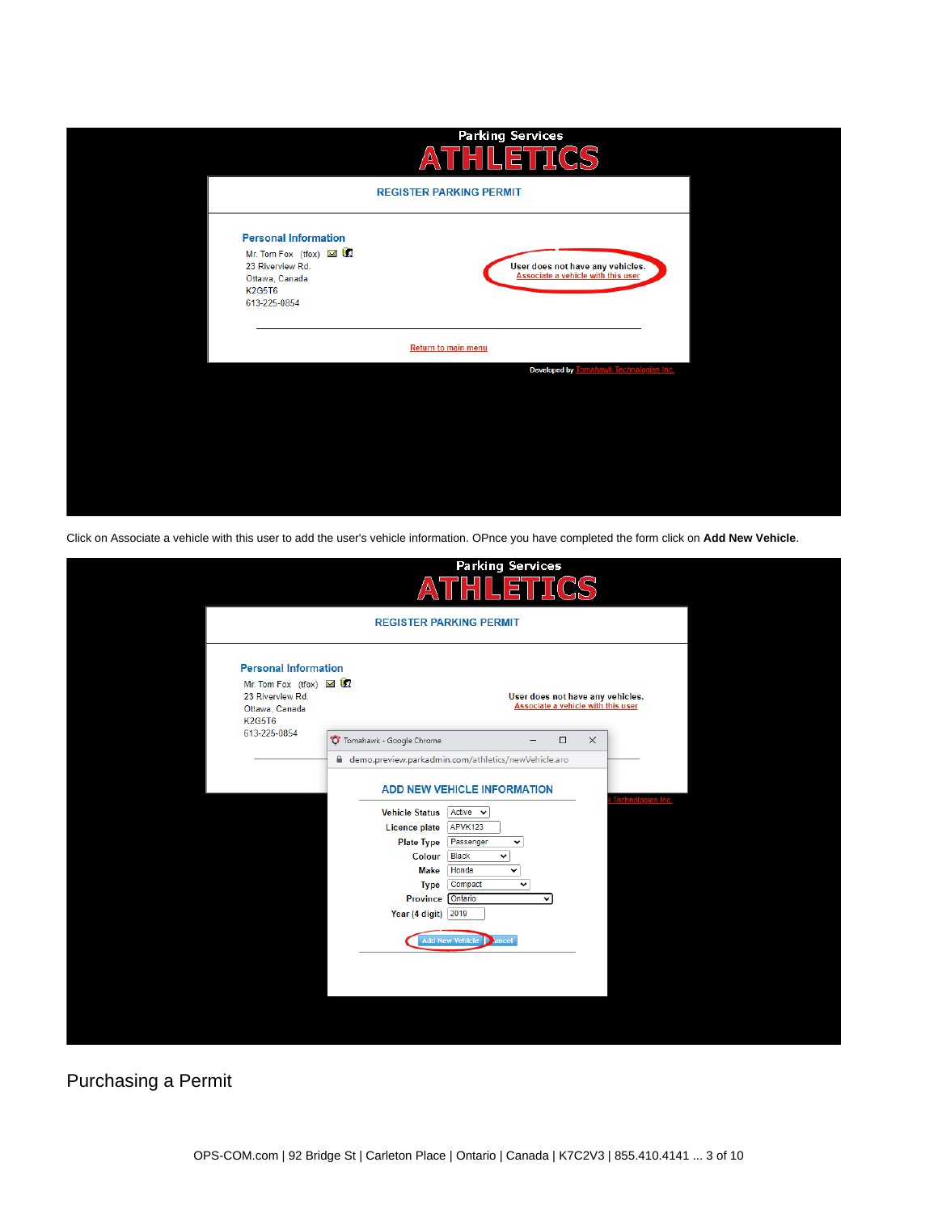Click on Associate a vehicle with this user to add the user's vehicle information. OPnce you have completed the form click on **Add New Vehicle**.

## Purchasing a Permit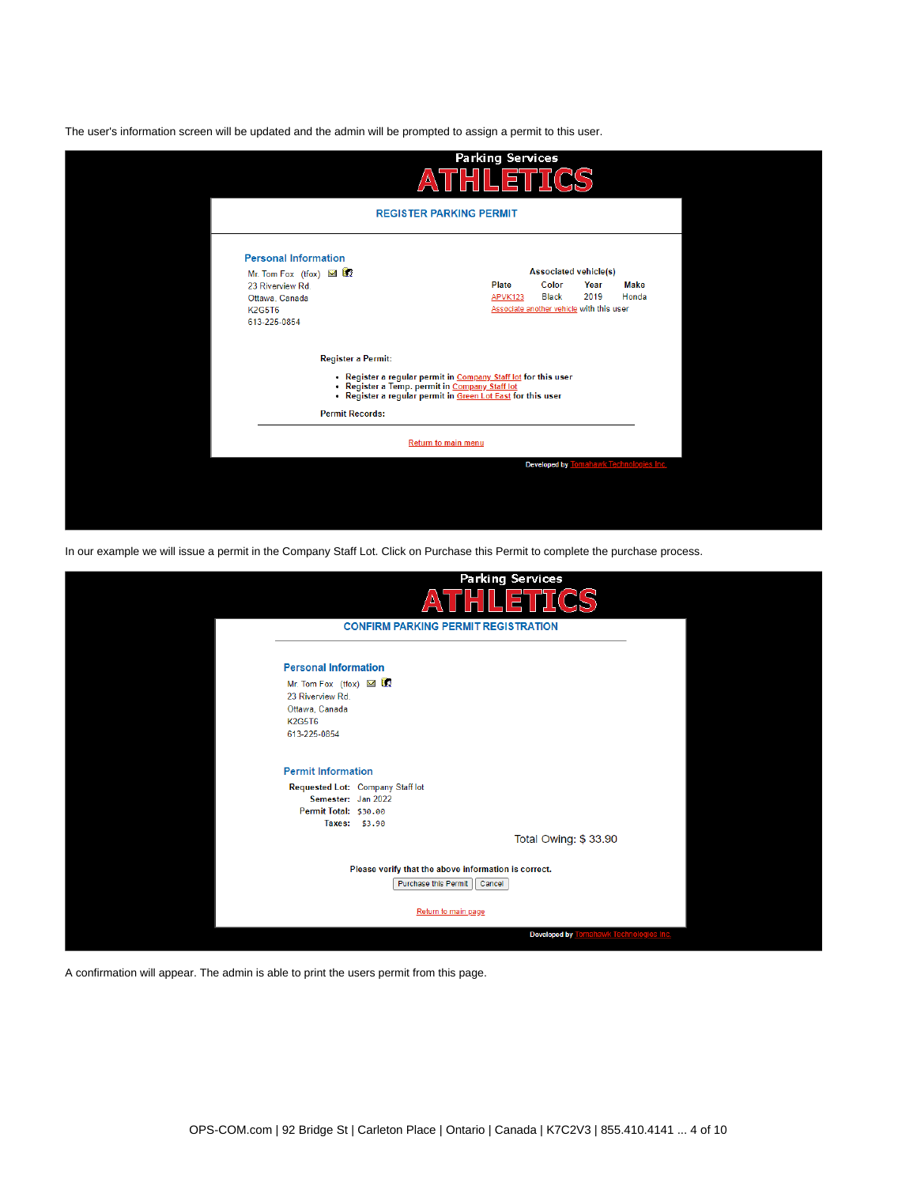The user's information screen will be updated and the admin will be prompted to assign a permit to this user.

Parking Services

ATHLETICS

REGISTER PARKING PERMIT

Personal Information

Mr. Tom Fox (tfox)
23 Riverview Rd
Ottawa, Canada
K2G5T6
613-225-0854

Associated vehicle(s)

| Plate | Color | Year | Make |
|---|---|---|---|
| APVK123 | Black | 2019 | Honda |

Associate another vehicle with this user

Register a Permit:

- Register a regular permit in Company Staff lot for this user
- Register a Temp. permit in Company Staff lot
- Register a regular permit in Green Lot East for this user

Permit Records:

Return to main menu

Developed by Tomahawk Technologies Inc.

In our example we will issue a permit in the Company Staff Lot. Click on Purchase this Permit to complete the purchase process.

Parking Services

ATHLETICS

CONFIRM PARKING PERMIT REGISTRATION

Personal Information

Mr. Tom Fox (tfox)
23 Riverview Rd.
Ottawa, Canada
K2G5T6
613-225-0854

Permit Information

Requested Lot: Company Staff lot
Semester: Jan 2022
Permit Total: $30.00
Taxes: $3.90

Total Owing: $ 33.90

Please verify that the above information is correct.

Purchase this Permit | Cancel

Return to main page

Developed by Tomahawk Technologies Inc.

A confirmation will appear. The admin is able to print the users permit from this page.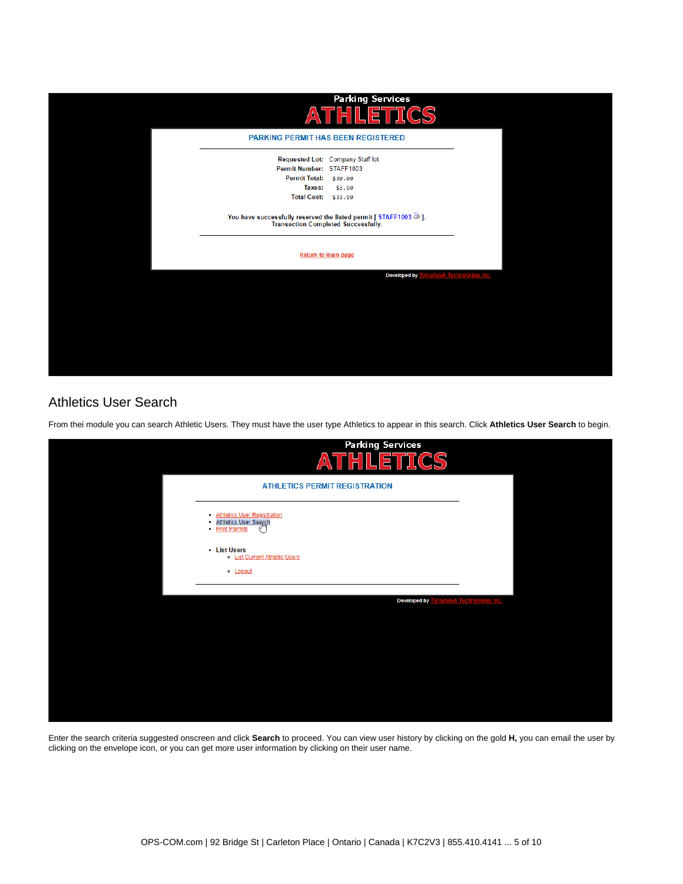Parking Services

ATHLETICS

PARKING PERMIT HAS BEEN REGISTERED

| | |
|---|---|
| Requested Lot: | Company Staff lot |
| Permit Number: | STAFF1003 |
| Permit Total: | $30.00 |
| Taxes: | $3.90 |
| Total Cost: | $33.90 |

You have successfully reserved the listed permit [ STAFF1003 ].
Transaction Completed Successfully.

Return to main page

Developed by Tomahawk Technologies Inc.

## Athletics User Search

From thei module you can search Athletic Users. They must have the user type Athletics to appear in this search. Click **Athletics User Search** to begin.

Parking Services

ATHLETICS

ATHLETICS PERMIT REGISTRATION

- Athletics User Registration
- Athletics User Search
- Print Permits

- List Users
  - List Current Athletic Users
  - Logout

Developed by Tomahawk Technologies Inc.

Enter the search criteria suggested onscreen and click **Search** to proceed. You can view user history by clicking on the gold **H,** you can email the user by clicking on the envelope icon, or you can get more user information by clicking on their user name.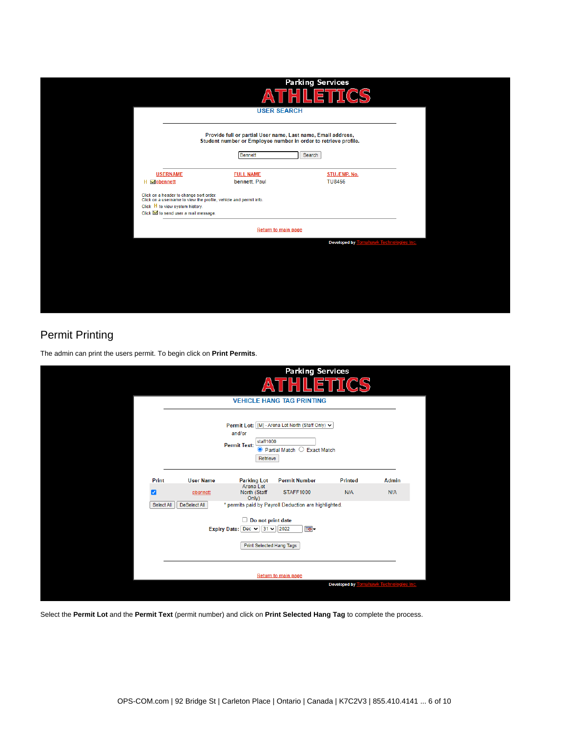Parking Services

ATHLETICS

USER SEARCH

Provide full or partial User name, Last name, Email address, Student number or Employee number in order to retrieve profile.

Bennett [Search]

| USERNAME | FULL NAME | STU./EMP. No. |
|---|---|---|
| pbennett | bennett, Paul | TU8456 |

Click on a header to change sort order.
Click on a username to view the profile, vehicle and permit info.
Click H to view system history.
Click ✉ to send user a mail message

Return to main page

Developed by Tomahawk Technologies Inc.

## Permit Printing

The admin can print the users permit. To begin click on **Print Permits**.

Parking Services

ATHLETICS

VEHICLE HANG TAG PRINTING

Permit Lot: [M] - Arena Lot North (Staff Only)
and/or
Permit Text: staff1000
Partial Match / Exact Match
Retrieve

| Print | User Name | Parking Lot | Permit Number | Printed | Admin |
|---|---|---|---|---|---|
| ☑ | pbennett | Arena Lot North (Staff Only) | STAFF1000 | N/A | N/A |

Select All / DeSelect All

* permits paid by Payroll Deduction are highlighted.

Do not print date

Expiry Date: Dec 31 2022

Print Selected Hang Tags

Return to main page

Developed by Tomahawk Technologies Inc.

Select the **Permit Lot** and the **Permit Text** (permit number) and click on **Print Selected Hang Tag** to complete the process.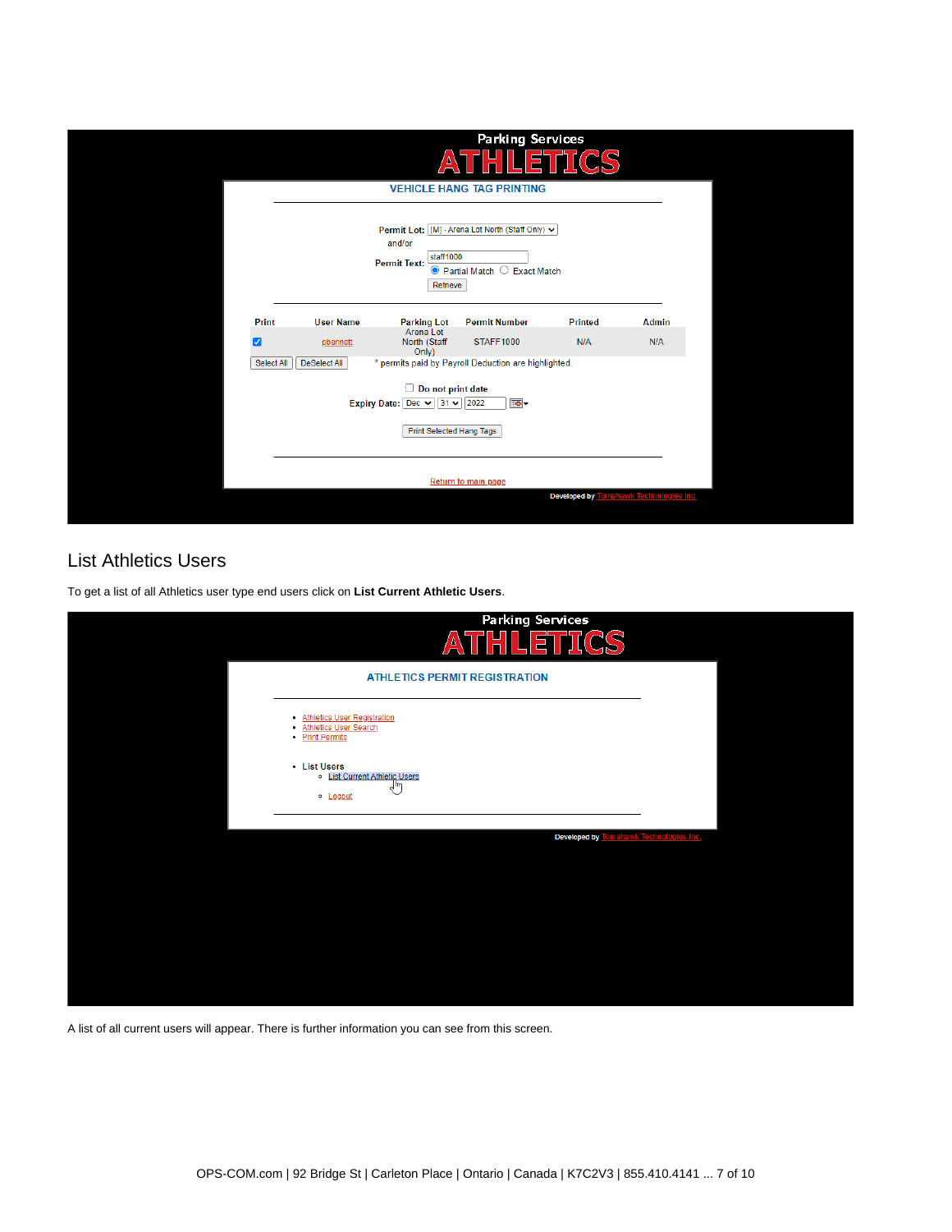Parking Services

ATHLETICS

VEHICLE HANG TAG PRINTING

Permit Lot: [M] - Arena Lot North (Staff Only)

and/or

Permit Text: staff1000

Partial Match   Exact Match

Retrieve

| Print | User Name | Parking Lot | Permit Number | Printed | Admin |
|---|---|---|---|---|---|
| ☑ | pbennett | Arena Lot North (Staff Only) | STAFF1000 | N/A | N/A |

Select All   DeSelect All   * permits paid by Payroll Deduction are highlighted.

Do not print date

Expiry Date: Dec 31 2022

Print Selected Hang Tags

Return to main page

Developed by Tomahawk Technologies Inc.

## List Athletics Users

To get a list of all Athletics user type end users click on **List Current Athletic Users**.

Parking Services

ATHLETICS

ATHLETICS PERMIT REGISTRATION

- Athletics User Registration
- Athletics User Search
- Print Permits

- List Users
  - List Current Athletic Users
  - Logout

Developed by Tomahawk Technologies Inc.

A list of all current users will appear. There is further information you can see from this screen.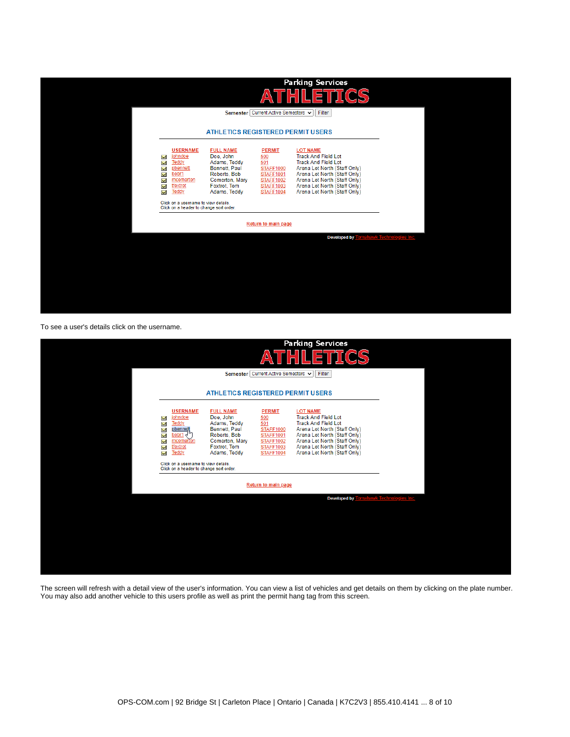Parking Services

ATHLETICS

Semester: Current Active Semesters | Filter

**ATHLETICS REGISTERED PERMIT USERS**

| USERNAME | FULL NAME | PERMIT | LOT NAME |
|---|---|---|---|
| johndoe | Doe, John | 500 | Track And Field Lot |
| Teddy | Adams, Teddy | 501 | Track And Field Lot |
| pbennett | Bennett, Paul | STAFF1000 | Arena Lot North (Staff Only) |
| boori | Roberts, Bob | STAFF1001 | Arena Lot North (Staff Only) |
| mcomerton | Comerton, Mary | STAFF1002 | Arena Lot North (Staff Only) |
| tfoxtrot | Foxtrot, Tom | STAFF1003 | Arena Lot North (Staff Only) |
| Teddy | Adams, Teddy | STAFF1004 | Arena Lot North (Staff Only) |

Click on a username to view details.
Click on a header to change sort order.

Return to main page

Developed by Tomahawk Technologies Inc.

To see a user's details click on the username.

Parking Services

ATHLETICS

Semester: Current Active Semesters | Filter

**ATHLETICS REGISTERED PERMIT USERS**

| USERNAME | FULL NAME | PERMIT | LOT NAME |
|---|---|---|---|
| johndoe | Doe, John | 500 | Track And Field Lot |
| Teddy | Adams, Teddy | 501 | Track And Field Lot |
| pbennett | Bennett, Paul | STAFF1000 | Arena Lot North (Staff Only) |
| boori | Roberts, Bob | STAFF1001 | Arena Lot North (Staff Only) |
| mcomerton | Comerton, Mary | STAFF1002 | Arena Lot North (Staff Only) |
| tfoxtrot | Foxtrot, Tom | STAFF1003 | Arena Lot North (Staff Only) |
| Teddy | Adams, Teddy | STAFF1004 | Arena Lot North (Staff Only) |

Click on a username to view details.
Click on a header to change sort order.

Return to main page

Developed by Tomahawk Technologies Inc.

The screen will refresh with a detail view of the user's information. You can view a list of vehicles and get details on them by clicking on the plate number. You may also add another vehicle to this users profile as well as print the permit hang tag from this screen.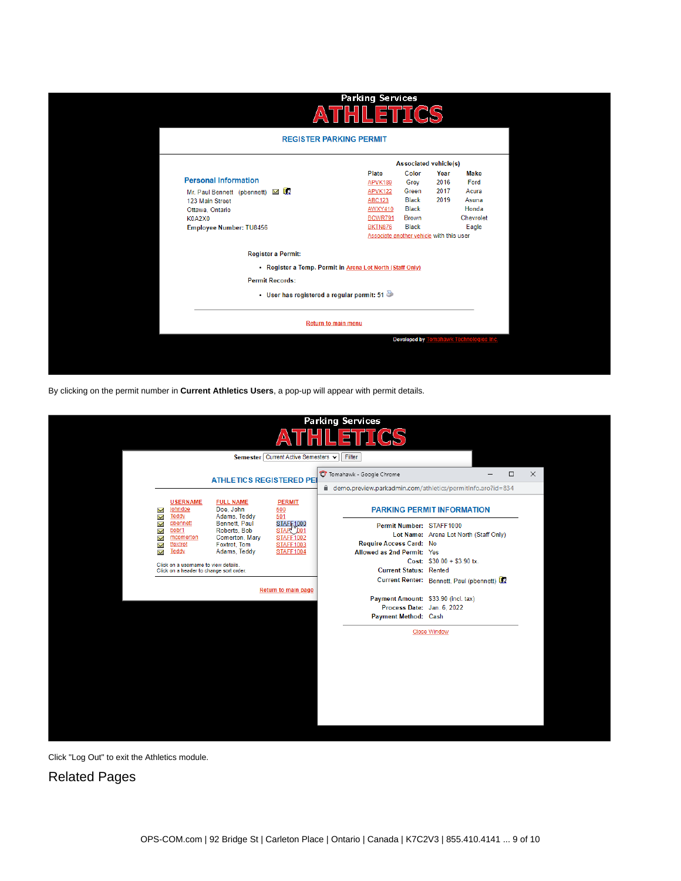By clicking on the permit number in **Current Athletics Users**, a pop-up will appear with permit details.

Click "Log Out" to exit the Athletics module.

## Related Pages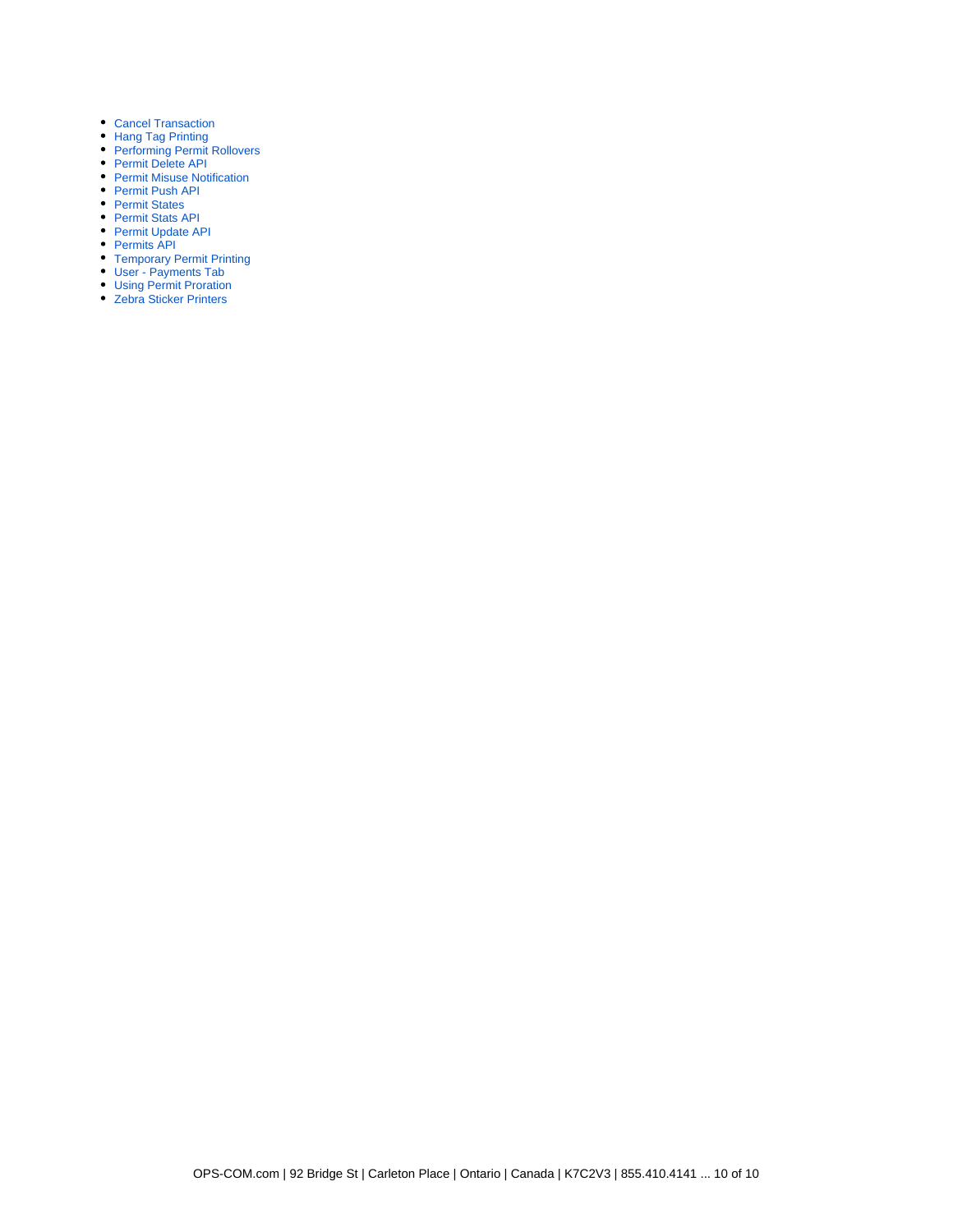- Cancel Transaction
- Hang Tag Printing
- Performing Permit Rollovers
- Permit Delete API
- Permit Misuse Notification
- Permit Push API
- Permit States
- Permit Stats API
- Permit Update API
- Permits API
- Temporary Permit Printing
- User - Payments Tab
- Using Permit Proration
- Zebra Sticker Printers